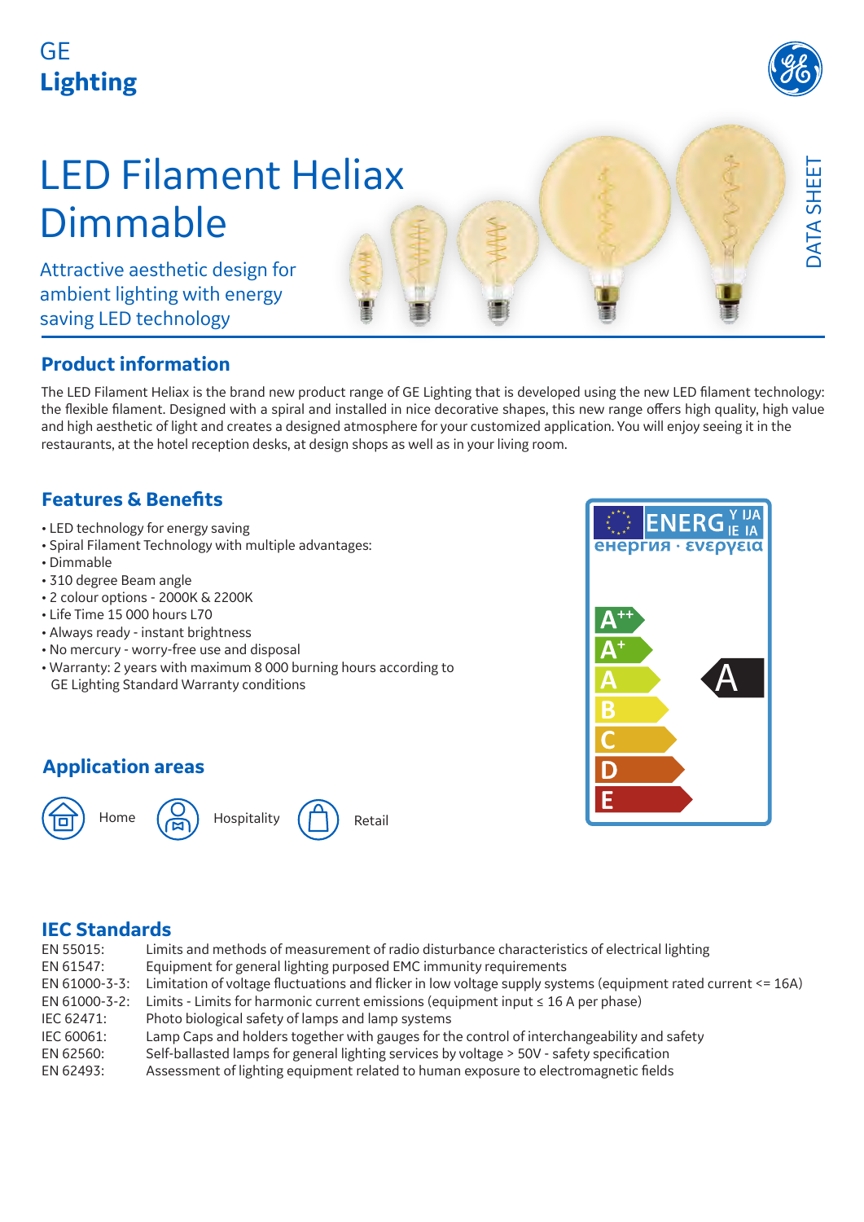GE
**Lighting**

# LED Filament Heliax Dimmable

Attractive aesthetic design for ambient lighting with energy saving LED technology

DATA SHEET

## Product information

The LED Filament Heliax is the brand new product range of GE Lighting that is developed using the new LED filament technology: the flexible filament. Designed with a spiral and installed in nice decorative shapes, this new range offers high quality, high value and high aesthetic of light and creates a designed atmosphere for your customized application. You will enjoy seeing it in the restaurants, at the hotel reception desks, at design shops as well as in your living room.

## Features & Benefits

- LED technology for energy saving
- Spiral Filament Technology with multiple advantages:
- Dimmable
- 310 degree Beam angle
- 2 colour options - 2000K & 2200K
- Life Time 15 000 hours L70
- Always ready - instant brightness
- No mercury - worry-free use and disposal
- Warranty: 2 years with maximum 8 000 burning hours according to GE Lighting Standard Warranty conditions

ENERGY IJA IE IA
енергия · ενεργεια

A++
A+
A
B
C
D
E

A

## Application areas

Home

Hospitality

Retail

## IEC Standards

| | |
|---|---|
| EN 55015: | Limits and methods of measurement of radio disturbance characteristics of electrical lighting |
| EN 61547: | Equipment for general lighting purposed EMC immunity requirements |
| EN 61000-3-3: | Limitation of voltage fluctuations and flicker in low voltage supply systems (equipment rated current <= 16A) |
| EN 61000-3-2: | Limits - Limits for harmonic current emissions (equipment input ≤ 16 A per phase) |
| IEC 62471: | Photo biological safety of lamps and lamp systems |
| IEC 60061: | Lamp Caps and holders together with gauges for the control of interchangeability and safety |
| EN 62560: | Self-ballasted lamps for general lighting services by voltage > 50V - safety specification |
| EN 62493: | Assessment of lighting equipment related to human exposure to electromagnetic fields |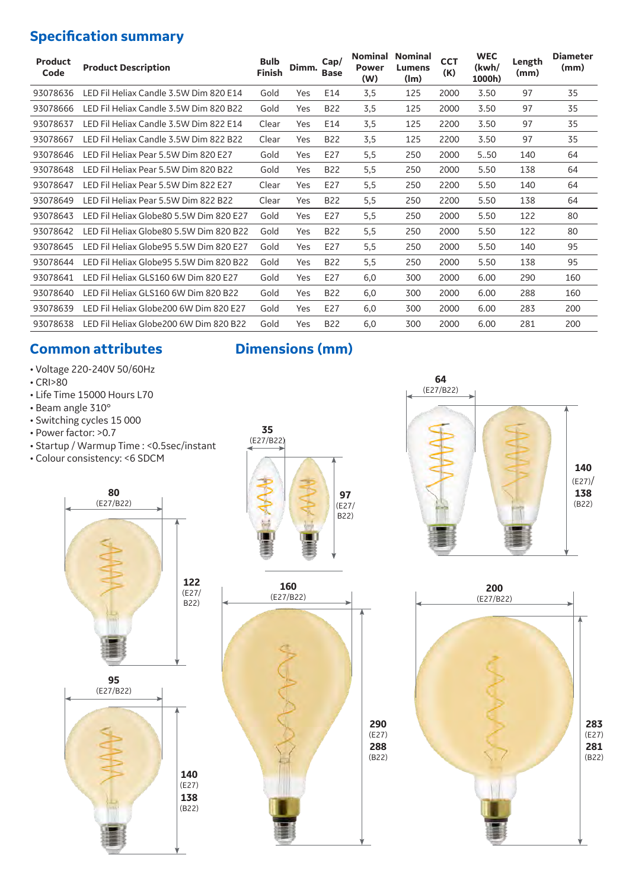## Specification summary

| Product Code | Product Description | Bulb Finish | Dimm. | Cap/ Base | Nominal Power (W) | Nominal Lumens (lm) | CCT (K) | WEC (kwh/ 1000h) | Length (mm) | Diameter (mm) |
|---|---|---|---|---|---|---|---|---|---|---|
| 93078636 | LED Fil Helaix Candle 3.5W Dim 820 E14 | Gold | Yes | E14 | 3,5 | 125 | 2000 | 3.50 | 97 | 35 |
| 93078666 | LED Fil Helaix Candle 3.5W Dim 820 B22 | Gold | Yes | B22 | 3,5 | 125 | 2000 | 3.50 | 97 | 35 |
| 93078637 | LED Fil Helaix Candle 3.5W Dim 822 E14 | Clear | Yes | E14 | 3,5 | 125 | 2200 | 3.50 | 97 | 35 |
| 93078667 | LED Fil Helaix Candle 3.5W Dim 822 B22 | Clear | Yes | B22 | 3,5 | 125 | 2200 | 3.50 | 97 | 35 |
| 93078646 | LED Fil Helaix Pear 5.5W Dim 820 E27 | Gold | Yes | E27 | 5,5 | 250 | 2000 | 5..50 | 140 | 64 |
| 93078648 | LED Fil Helaix Pear 5.5W Dim 820 B22 | Gold | Yes | B22 | 5,5 | 250 | 2000 | 5.50 | 138 | 64 |
| 93078647 | LED Fil Helaix Pear 5.5W Dim 822 E27 | Clear | Yes | E27 | 5,5 | 250 | 2200 | 5.50 | 140 | 64 |
| 93078649 | LED Fil Helaix Pear 5.5W Dim 822 B22 | Clear | Yes | B22 | 5,5 | 250 | 2200 | 5.50 | 138 | 64 |
| 93078643 | LED Fil Helaix Globe80 5.5W Dim 820 E27 | Gold | Yes | E27 | 5,5 | 250 | 2000 | 5.50 | 122 | 80 |
| 93078642 | LED Fil Helaix Globe80 5.5W Dim 820 B22 | Gold | Yes | B22 | 5,5 | 250 | 2000 | 5.50 | 122 | 80 |
| 93078645 | LED Fil Helaix Globe95 5.5W Dim 820 E27 | Gold | Yes | E27 | 5,5 | 250 | 2000 | 5.50 | 140 | 95 |
| 93078644 | LED Fil Helaix Globe95 5.5W Dim 820 B22 | Gold | Yes | B22 | 5,5 | 250 | 2000 | 5.50 | 138 | 95 |
| 93078641 | LED Fil Helaix GLS160 6W Dim 820 E27 | Gold | Yes | E27 | 6,0 | 300 | 2000 | 6.00 | 290 | 160 |
| 93078640 | LED Fil Helaix GLS160 6W Dim 820 B22 | Gold | Yes | B22 | 6,0 | 300 | 2000 | 6.00 | 288 | 160 |
| 93078639 | LED Fil Helaix Globe200 6W Dim 820 E27 | Gold | Yes | E27 | 6,0 | 300 | 2000 | 6.00 | 283 | 200 |
| 93078638 | LED Fil Helaix Globe200 6W Dim 820 B22 | Gold | Yes | B22 | 6,0 | 300 | 2000 | 6.00 | 281 | 200 |

## Common attributes

- Voltage 220-240V 50/60Hz
- CRI>80
- Life Time 15000 Hours L70
- Beam angle 310°
- Switching cycles 15 000
- Power factor: >0.7
- Startup / Warmup Time : <0.5sec/instant
- Colour consistency: <6 SDCM

## Dimensions (mm)

35 (E27/B22) — 97 (E27/ B22)

64 (E27/B22) — 140 (E27)/ 138 (B22)

80 (E27/B22) — 122 (E27/ B22)

95 (E27/B22) — 140 (E27) 138 (B22)

160 (E27/B22) — 290 (E27) 288 (B22)

200 (E27/B22) — 283 (E27) 281 (B22)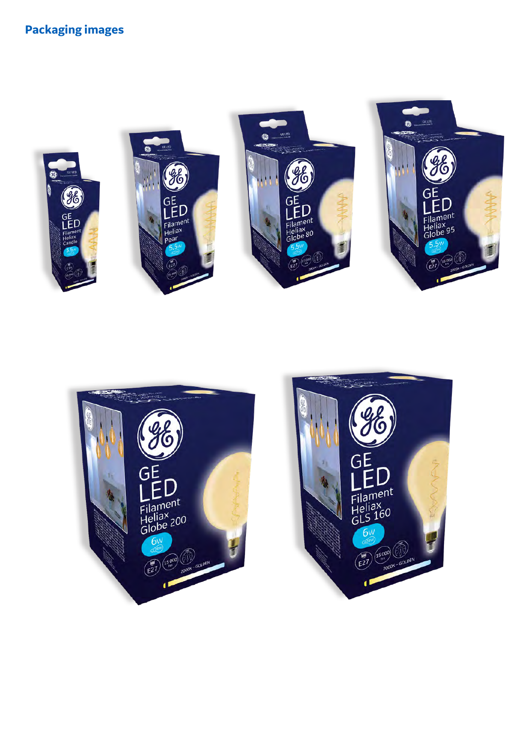## Packaging images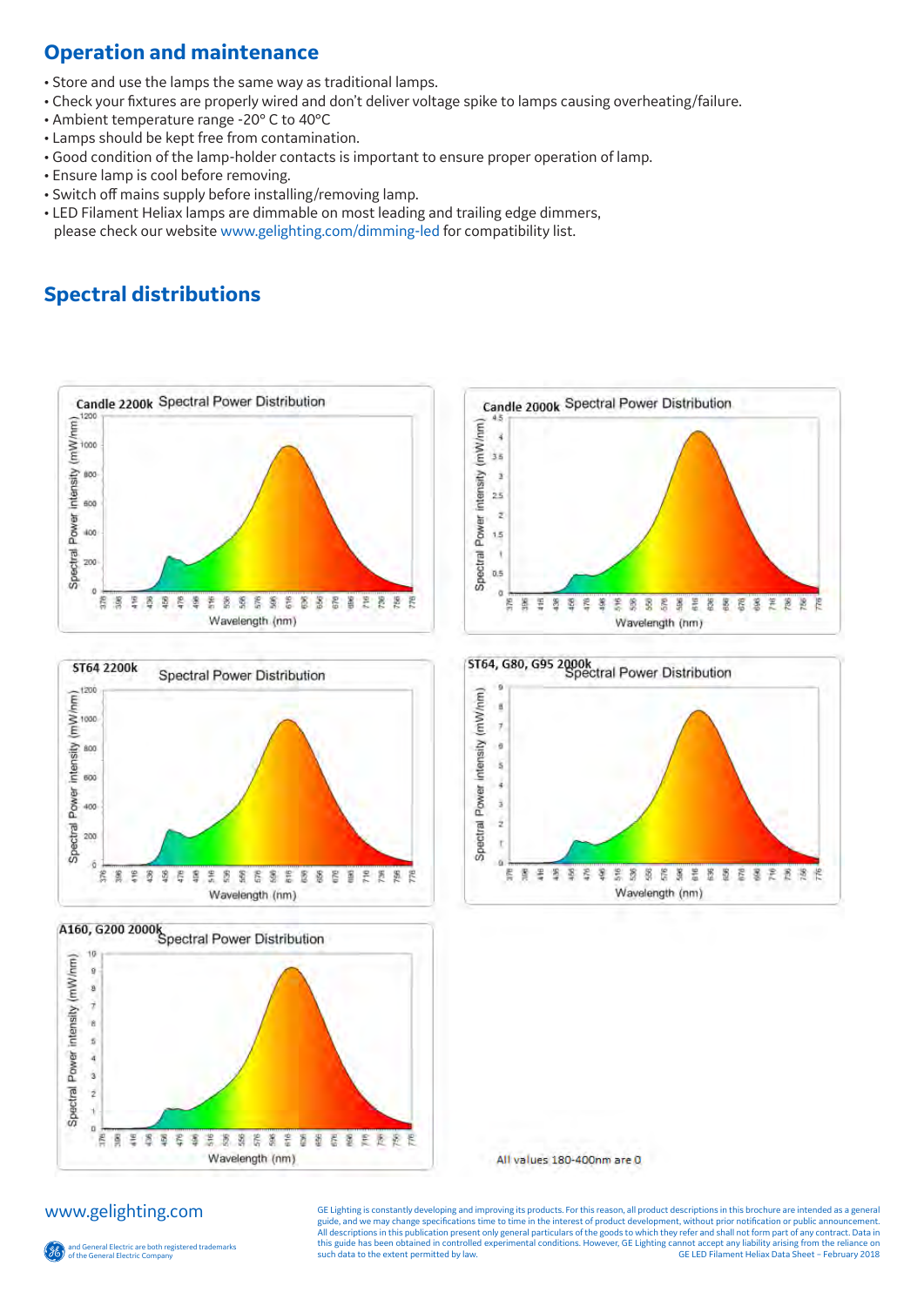## Operation and maintenance

- Store and use the lamps the same way as traditional lamps.
- Check your fixtures are properly wired and don't deliver voltage spike to lamps causing overheating/failure.
- Ambient temperature range -20° C to 40°C
- Lamps should be kept free from contamination.
- Good condition of the lamp-holder contacts is important to ensure proper operation of lamp.
- Ensure lamp is cool before removing.
- Switch off mains supply before installing/removing lamp.
- LED Filament Heliax lamps are dimmable on most leading and trailing edge dimmers, please check our website www.gelighting.com/dimming-led for compatibility list.

## Spectral distributions

**Candle 2200k** Spectral Power Distribution

Spectral Power intensity (mW/nm)

Wavelength (nm)

**Candle 2000k** Spectral Power Distribution

Spectral Power intensity (mW/nm)

Wavelength (nm)

**ST64 2200k** Spectral Power Distribution

Spectral Power intensity (mW/nm)

Wavelength (nm)

**ST64, G80, G95 2000k** Spectral Power Distribution

Spectral Power intensity (mW/nm)

Wavelength (nm)

**A160, G200 2000k** Spectral Power Distribution

Spectral Power intensity (mW/nm)

Wavelength (nm)

All values 180-400nm are 0

www.gelighting.com

and General Electric are both registered trademarks of the General Electric Company

GE Lighting is constantly developing and improving its products. For this reason, all product descriptions in this brochure are intended as a general guide, and we may change specifications time to time in the interest of product development, without prior notification or public announcement. All descriptions in this publication present only general particulars of the goods to which they refer and shall not form part of any contract. Data in this guide has been obtained in controlled experimental conditions. However, GE Lighting cannot accept any liability arising from the reliance on such data to the extent permitted by law.

GE LED Filament Heliax Data Sheet – February 2018